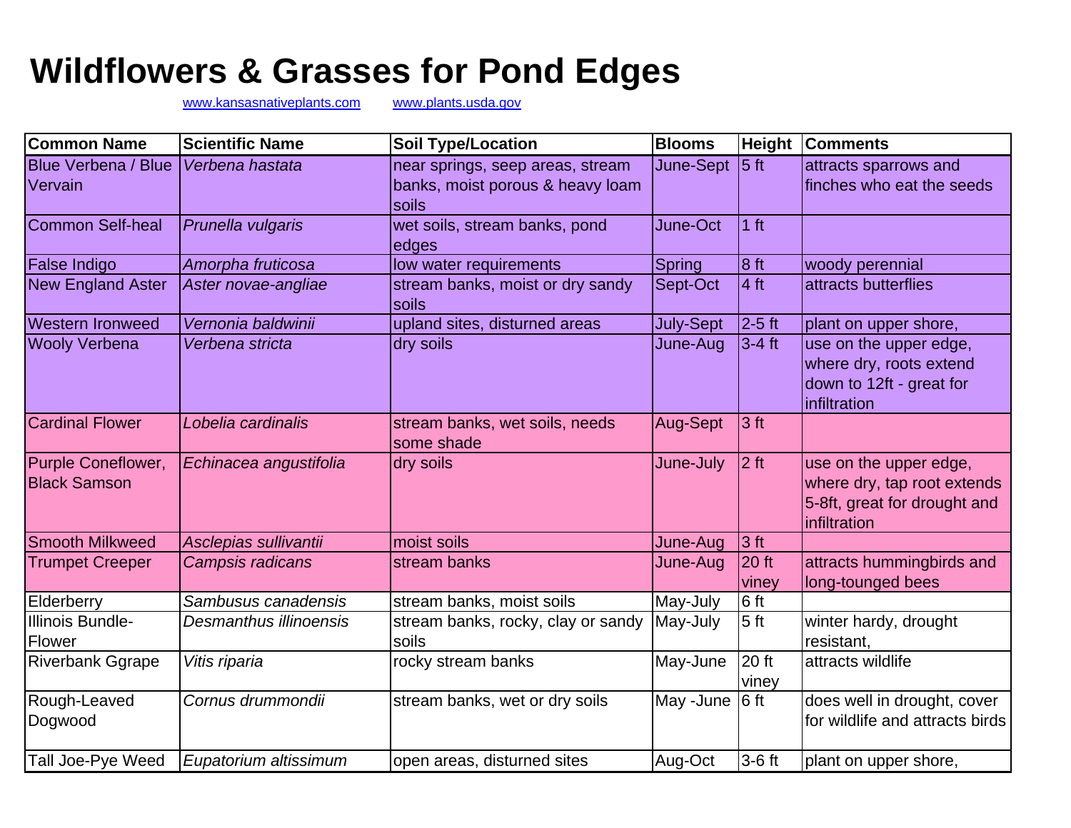# Wildflowers & Grasses for Pond Edges

www.kansasnativeplants.com www.plants.usda.gov

| Common Name | Scientific Name | Soil Type/Location | Blooms | Height | Comments |
|---|---|---|---|---|---|
| Blue Verbena / Blue Vervain | *Verbena hastata* | near springs, seep areas, stream banks, moist porous & heavy loam soils | June-Sept | 5 ft | attracts sparrows and finches who eat the seeds |
| Common Self-heal | *Prunella vulgaris* | wet soils, stream banks, pond edges | June-Oct | 1 ft | |
| False Indigo | *Amorpha fruticosa* | low water requirements | Spring | 8 ft | woody perennial |
| New England Aster | *Aster novae-angliae* | stream banks, moist or dry sandy soils | Sept-Oct | 4 ft | attracts butterflies |
| Western Ironweed | *Vernonia baldwinii* | upland sites, disturned areas | July-Sept | 2-5 ft | plant on upper shore, |
| Wooly Verbena | *Verbena stricta* | dry soils | June-Aug | 3-4 ft | use on the upper edge, where dry, roots extend down to 12ft - great for infiltration |
| Cardinal Flower | *Lobelia cardinalis* | stream banks, wet soils, needs some shade | Aug-Sept | 3 ft | |
| Purple Coneflower, Black Samson | *Echinacea angustifolia* | dry soils | June-July | 2 ft | use on the upper edge, where dry, tap root extends 5-8ft, great for drought and infiltration |
| Smooth Milkweed | *Asclepias sullivantii* | moist soils | June-Aug | 3 ft | |
| Trumpet Creeper | *Campsis radicans* | stream banks | June-Aug | 20 ft viney | attracts hummingbirds and long-tounged bees |
| Elderberry | *Sambusus canadensis* | stream banks, moist soils | May-July | 6 ft | |
| Illinois Bundle-Flower | *Desmanthus illinoensis* | stream banks, rocky, clay or sandy soils | May-July | 5 ft | winter hardy, drought resistant, |
| Riverbank Ggrape | *Vitis riparia* | rocky stream banks | May-June | 20 ft viney | attracts wildlife |
| Rough-Leaved Dogwood | *Cornus drummondii* | stream banks, wet or dry soils | May -June | 6 ft | does well in drought, cover for wildlife and attracts birds |
| Tall Joe-Pye Weed | *Eupatorium altissimum* | open areas, disturned sites | Aug-Oct | 3-6 ft | plant on upper shore, |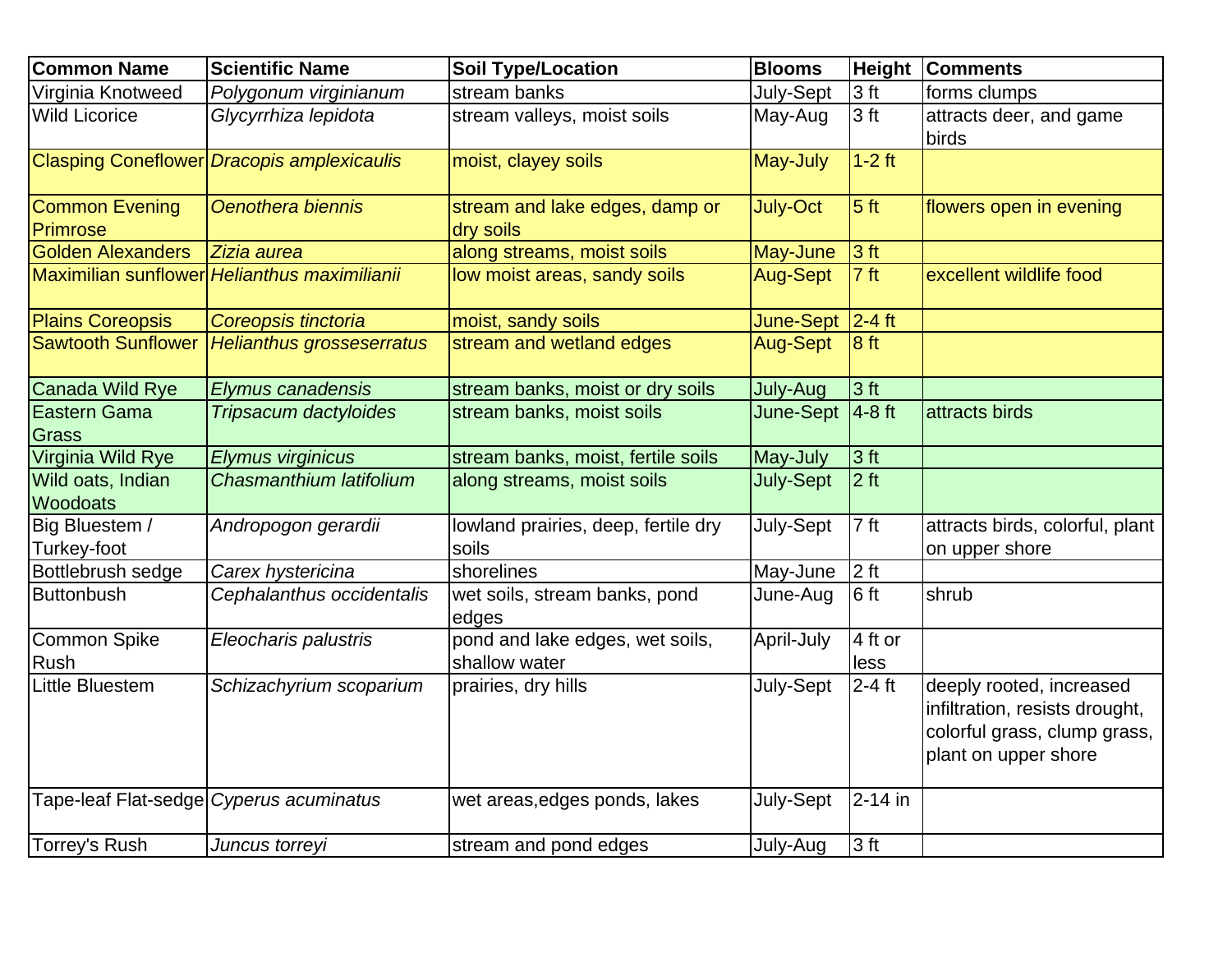| Common Name | Scientific Name | Soil Type/Location | Blooms | Height | Comments |
| --- | --- | --- | --- | --- | --- |
| Virginia Knotweed | *Polygonum virginianum* | stream banks | July-Sept | 3 ft | forms clumps |
| Wild Licorice | *Glycyrrhiza lepidota* | stream valleys, moist soils | May-Aug | 3 ft | attracts deer, and game birds |
| Clasping Coneflower | *Dracopis amplexicaulis* | moist, clayey soils | May-July | 1-2 ft | |
| Common Evening Primrose | *Oenothera biennis* | stream and lake edges, damp or dry soils | July-Oct | 5 ft | flowers open in evening |
| Golden Alexanders | *Zizia aurea* | along streams, moist soils | May-June | 3 ft | |
| Maximilian sunflower | *Helianthus maximilianii* | low moist areas, sandy soils | Aug-Sept | 7 ft | excellent wildlife food |
| Plains Coreopsis | *Coreopsis tinctoria* | moist, sandy soils | June-Sept | 2-4 ft | |
| Sawtooth Sunflower | *Helianthus grosseserratus* | stream and wetland edges | Aug-Sept | 8 ft | |
| Canada Wild Rye | *Elymus canadensis* | stream banks, moist or dry soils | July-Aug | 3 ft | |
| Eastern Gama Grass | *Tripsacum dactyloides* | stream banks, moist soils | June-Sept | 4-8 ft | attracts birds |
| Virginia Wild Rye | *Elymus virginicus* | stream banks, moist, fertile soils | May-July | 3 ft | |
| Wild oats, Indian Woodoats | *Chasmanthium latifolium* | along streams, moist soils | July-Sept | 2 ft | |
| Big Bluestem / Turkey-foot | *Andropogon gerardii* | lowland prairies, deep, fertile dry soils | July-Sept | 7 ft | attracts birds, colorful, plant on upper shore |
| Bottlebrush sedge | *Carex hystericina* | shorelines | May-June | 2 ft | |
| Buttonbush | *Cephalanthus occidentalis* | wet soils, stream banks, pond edges | June-Aug | 6 ft | shrub |
| Common Spike Rush | *Eleocharis palustris* | pond and lake edges, wet soils, shallow water | April-July | 4 ft or less | |
| Little Bluestem | *Schizachyrium scoparium* | prairies, dry hills | July-Sept | 2-4 ft | deeply rooted, increased infiltration, resists drought, colorful grass, clump grass, plant on upper shore |
| Tape-leaf Flat-sedge | *Cyperus acuminatus* | wet areas,edges ponds, lakes | July-Sept | 2-14 in | |
| Torrey's Rush | *Juncus torreyi* | stream and pond edges | July-Aug | 3 ft | |